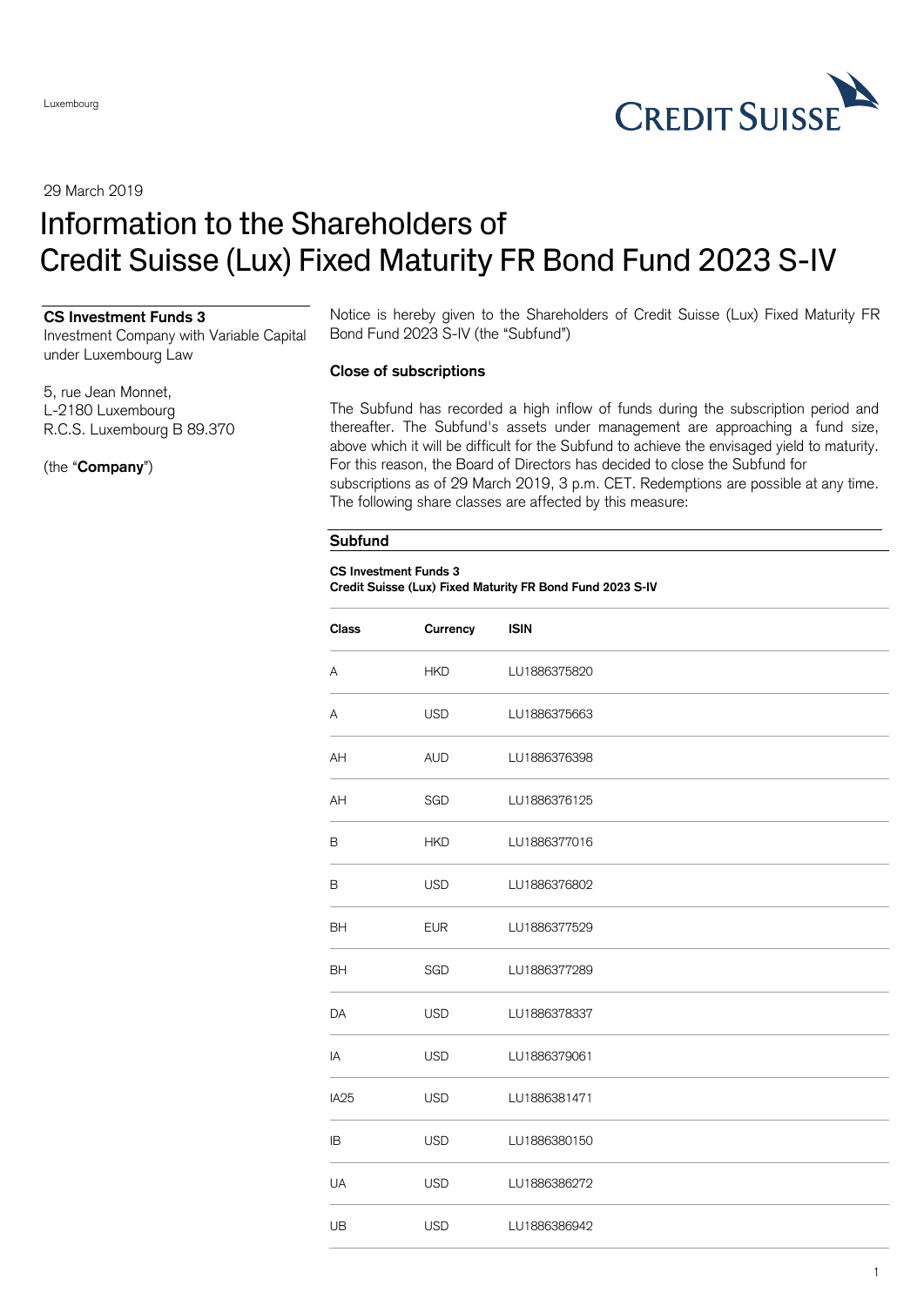Luxembourg

29 March 2019

# Information to the Shareholders of Credit Suisse (Lux) Fixed Maturity FR Bond Fund 2023 S-IV

**CS Investment Funds 3**
Investment Company with Variable Capital under Luxembourg Law

5, rue Jean Monnet,
L-2180 Luxembourg
R.C.S. Luxembourg B 89.370

(the "**Company**")

Notice is hereby given to the Shareholders of Credit Suisse (Lux) Fixed Maturity FR Bond Fund 2023 S-IV (the "Subfund")

**Close of subscriptions**

The Subfund has recorded a high inflow of funds during the subscription period and thereafter. The Subfund's assets under management are approaching a fund size, above which it will be difficult for the Subfund to achieve the envisaged yield to maturity. For this reason, the Board of Directors has decided to close the Subfund for subscriptions as of 29 March 2019, 3 p.m. CET. Redemptions are possible at any time. The following share classes are affected by this measure:

**Subfund**

**CS Investment Funds 3**
**Credit Suisse (Lux) Fixed Maturity FR Bond Fund 2023 S-IV**

| Class | Currency | ISIN |
|---|---|---|
| A | HKD | LU1886375820 |
| A | USD | LU1886375663 |
| AH | AUD | LU1886376398 |
| AH | SGD | LU1886376125 |
| B | HKD | LU1886377016 |
| B | USD | LU1886376802 |
| BH | EUR | LU1886377529 |
| BH | SGD | LU1886377289 |
| DA | USD | LU1886378337 |
| IA | USD | LU1886379061 |
| IA25 | USD | LU1886381471 |
| IB | USD | LU1886380150 |
| UA | USD | LU1886386272 |
| UB | USD | LU1886386942 |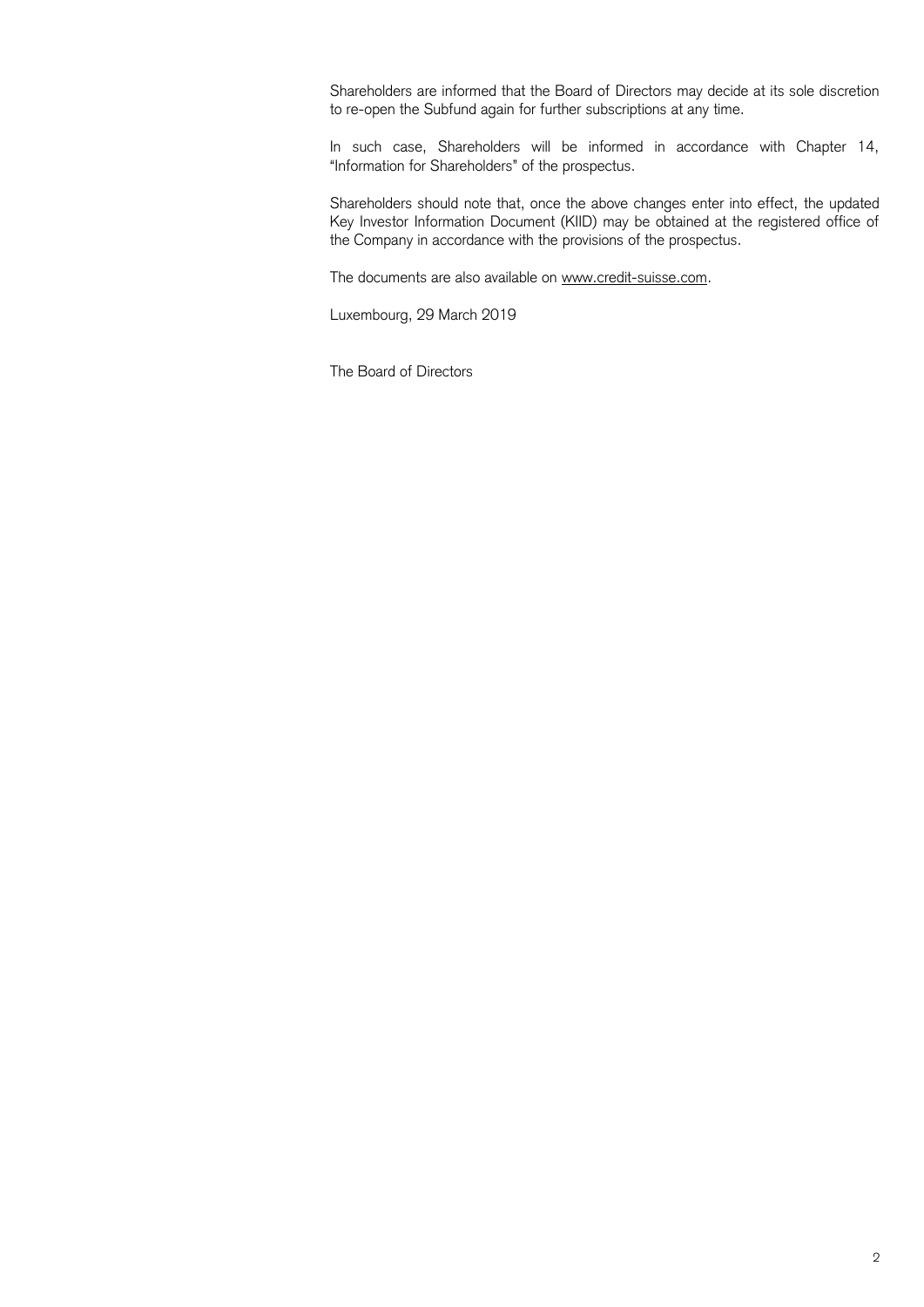Shareholders are informed that the Board of Directors may decide at its sole discretion to re-open the Subfund again for further subscriptions at any time.

In such case, Shareholders will be informed in accordance with Chapter 14, "Information for Shareholders" of the prospectus.

Shareholders should note that, once the above changes enter into effect, the updated Key Investor Information Document (KIID) may be obtained at the registered office of the Company in accordance with the provisions of the prospectus.

The documents are also available on www.credit-suisse.com.

Luxembourg, 29 March 2019

The Board of Directors